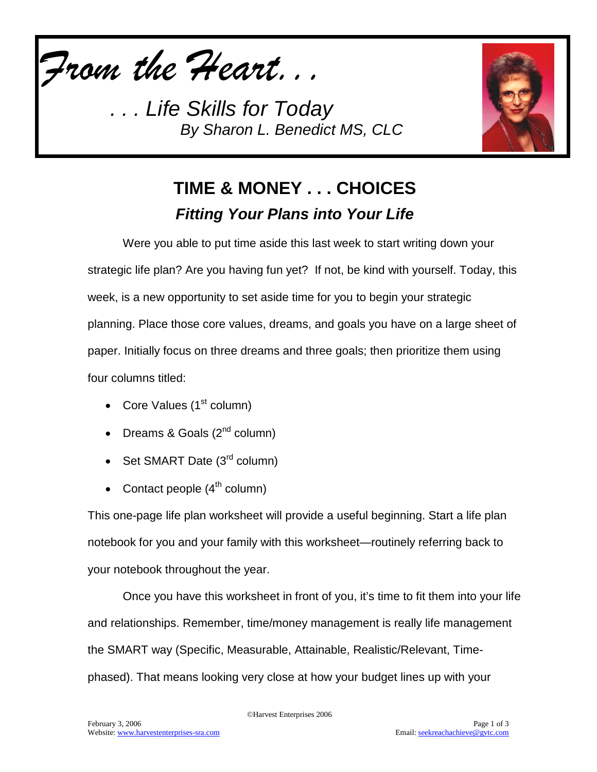*From the Heart. . .*

*. . . Life Skills for Today*
*By Sharon L. Benedict MS, CLC*

# TIME & MONEY . . . CHOICES

## *Fitting Your Plans into Your Life*

Were you able to put time aside this last week to start writing down your strategic life plan? Are you having fun yet? If not, be kind with yourself. Today, this week, is a new opportunity to set aside time for you to begin your strategic planning. Place those core values, dreams, and goals you have on a large sheet of paper. Initially focus on three dreams and three goals; then prioritize them using four columns titled:

- Core Values (1st column)
- Dreams & Goals (2nd column)
- Set SMART Date (3rd column)
- Contact people (4th column)

This one-page life plan worksheet will provide a useful beginning. Start a life plan notebook for you and your family with this worksheet—routinely referring back to your notebook throughout the year.

Once you have this worksheet in front of you, it's time to fit them into your life and relationships. Remember, time/money management is really life management the SMART way (Specific, Measurable, Attainable, Realistic/Relevant, Time-phased). That means looking very close at how your budget lines up with your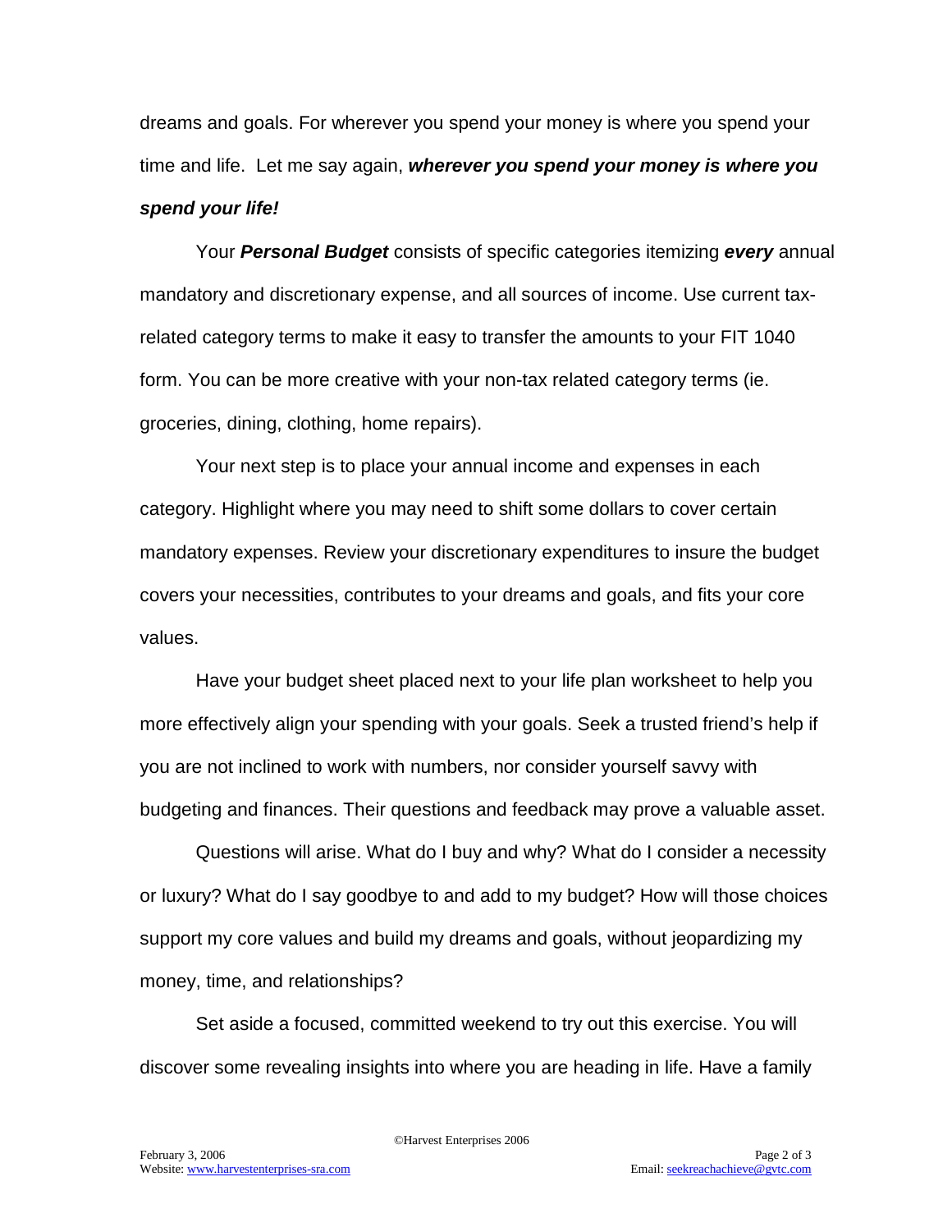dreams and goals. For wherever you spend your money is where you spend your time and life. Let me say again, ***wherever you spend your money is where you spend your life!***

Your ***Personal Budget*** consists of specific categories itemizing ***every*** annual mandatory and discretionary expense, and all sources of income. Use current tax-related category terms to make it easy to transfer the amounts to your FIT 1040 form. You can be more creative with your non-tax related category terms (ie. groceries, dining, clothing, home repairs).

Your next step is to place your annual income and expenses in each category. Highlight where you may need to shift some dollars to cover certain mandatory expenses. Review your discretionary expenditures to insure the budget covers your necessities, contributes to your dreams and goals, and fits your core values.

Have your budget sheet placed next to your life plan worksheet to help you more effectively align your spending with your goals. Seek a trusted friend's help if you are not inclined to work with numbers, nor consider yourself savvy with budgeting and finances. Their questions and feedback may prove a valuable asset.

Questions will arise. What do I buy and why? What do I consider a necessity or luxury? What do I say goodbye to and add to my budget? How will those choices support my core values and build my dreams and goals, without jeopardizing my money, time, and relationships?

Set aside a focused, committed weekend to try out this exercise. You will discover some revealing insights into where you are heading in life. Have a family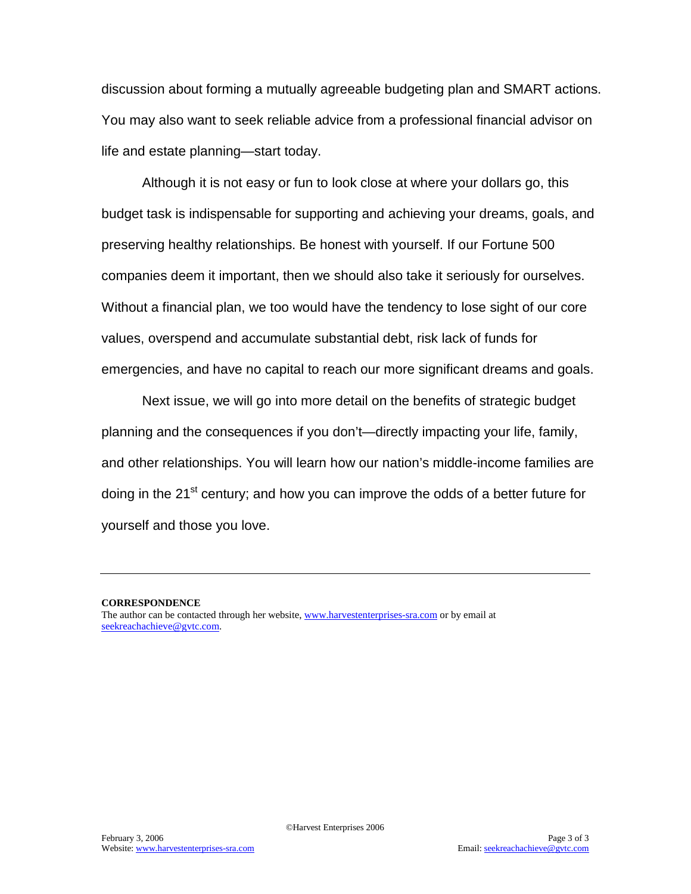discussion about forming a mutually agreeable budgeting plan and SMART actions. You may also want to seek reliable advice from a professional financial advisor on life and estate planning—start today.

Although it is not easy or fun to look close at where your dollars go, this budget task is indispensable for supporting and achieving your dreams, goals, and preserving healthy relationships. Be honest with yourself. If our Fortune 500 companies deem it important, then we should also take it seriously for ourselves. Without a financial plan, we too would have the tendency to lose sight of our core values, overspend and accumulate substantial debt, risk lack of funds for emergencies, and have no capital to reach our more significant dreams and goals.

Next issue, we will go into more detail on the benefits of strategic budget planning and the consequences if you don't—directly impacting your life, family, and other relationships. You will learn how our nation's middle-income families are doing in the 21st century; and how you can improve the odds of a better future for yourself and those you love.

---

**CORRESPONDENCE**

The author can be contacted through her website, www.harvestenterprises-sra.com or by email at seekreachachieve@gvtc.com.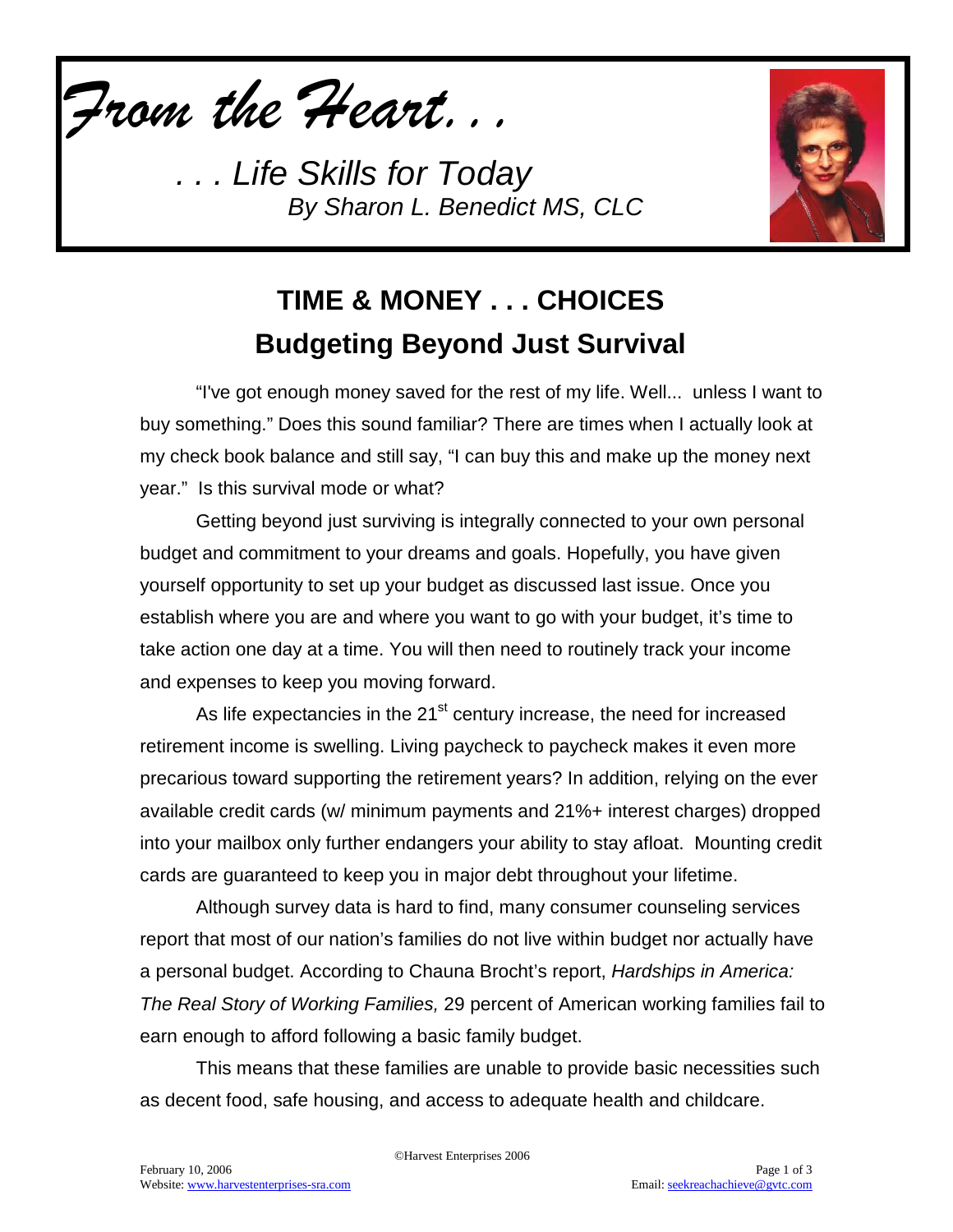*From the Heart. . .*

*. . . Life Skills for Today*
*By Sharon L. Benedict MS, CLC*

# TIME & MONEY . . . CHOICES
## Budgeting Beyond Just Survival

"I've got enough money saved for the rest of my life. Well... unless I want to buy something." Does this sound familiar? There are times when I actually look at my check book balance and still say, "I can buy this and make up the money next year." Is this survival mode or what?

Getting beyond just surviving is integrally connected to your own personal budget and commitment to your dreams and goals. Hopefully, you have given yourself opportunity to set up your budget as discussed last issue. Once you establish where you are and where you want to go with your budget, it's time to take action one day at a time. You will then need to routinely track your income and expenses to keep you moving forward.

As life expectancies in the 21st century increase, the need for increased retirement income is swelling. Living paycheck to paycheck makes it even more precarious toward supporting the retirement years? In addition, relying on the ever available credit cards (w/ minimum payments and 21%+ interest charges) dropped into your mailbox only further endangers your ability to stay afloat. Mounting credit cards are guaranteed to keep you in major debt throughout your lifetime.

Although survey data is hard to find, many consumer counseling services report that most of our nation's families do not live within budget nor actually have a personal budget. According to Chauna Brocht's report, *Hardships in America: The Real Story of Working Families,* 29 percent of American working families fail to earn enough to afford following a basic family budget.

This means that these families are unable to provide basic necessities such as decent food, safe housing, and access to adequate health and childcare.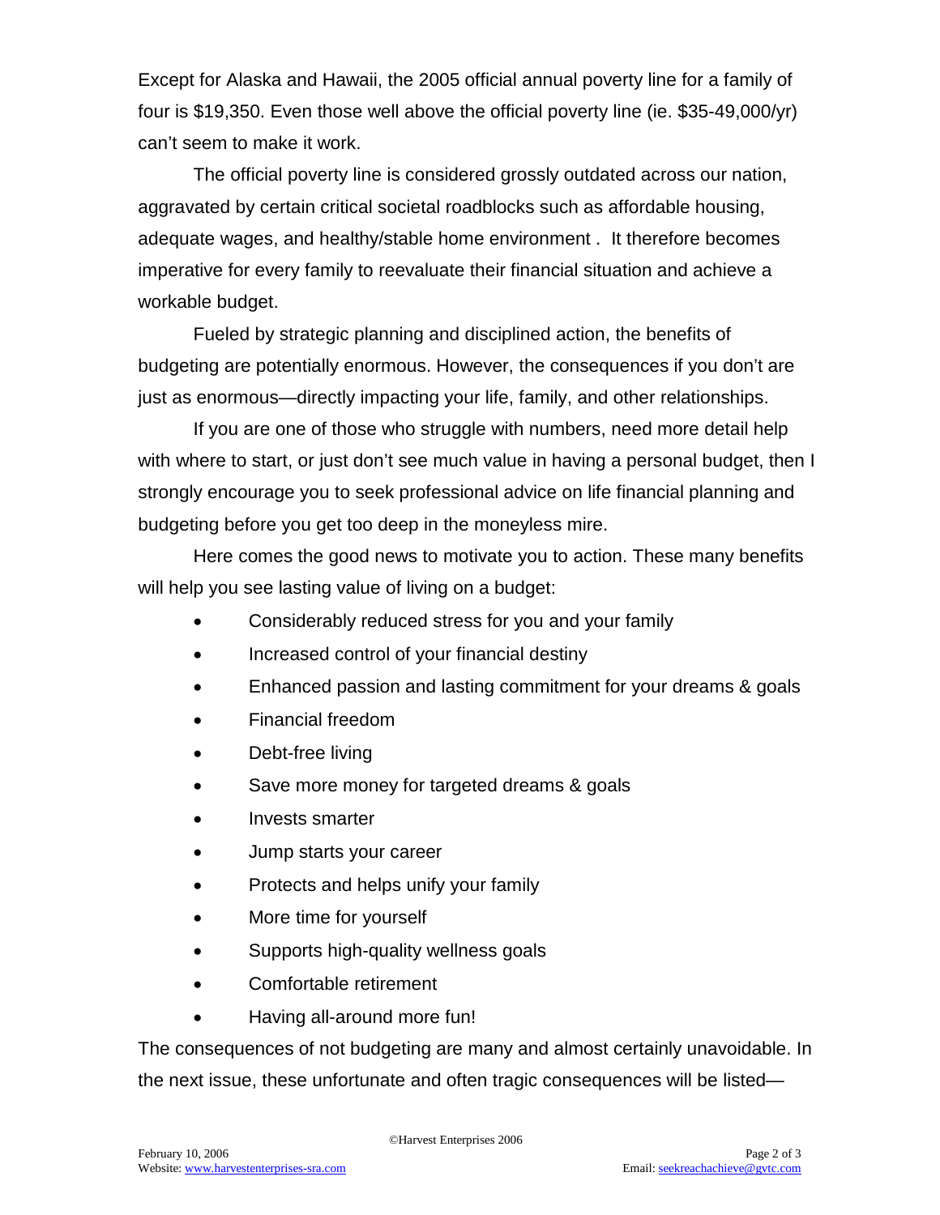Except for Alaska and Hawaii, the 2005 official annual poverty line for a family of four is $19,350. Even those well above the official poverty line (ie. $35-49,000/yr) can't seem to make it work.

The official poverty line is considered grossly outdated across our nation, aggravated by certain critical societal roadblocks such as affordable housing, adequate wages, and healthy/stable home environment . It therefore becomes imperative for every family to reevaluate their financial situation and achieve a workable budget.

Fueled by strategic planning and disciplined action, the benefits of budgeting are potentially enormous. However, the consequences if you don't are just as enormous—directly impacting your life, family, and other relationships.

If you are one of those who struggle with numbers, need more detail help with where to start, or just don't see much value in having a personal budget, then I strongly encourage you to seek professional advice on life financial planning and budgeting before you get too deep in the moneyless mire.

Here comes the good news to motivate you to action. These many benefits will help you see lasting value of living on a budget:

- Considerably reduced stress for you and your family
- Increased control of your financial destiny
- Enhanced passion and lasting commitment for your dreams & goals
- Financial freedom
- Debt-free living
- Save more money for targeted dreams & goals
- Invests smarter
- Jump starts your career
- Protects and helps unify your family
- More time for yourself
- Supports high-quality wellness goals
- Comfortable retirement
- Having all-around more fun!

The consequences of not budgeting are many and almost certainly unavoidable. In the next issue, these unfortunate and often tragic consequences will be listed—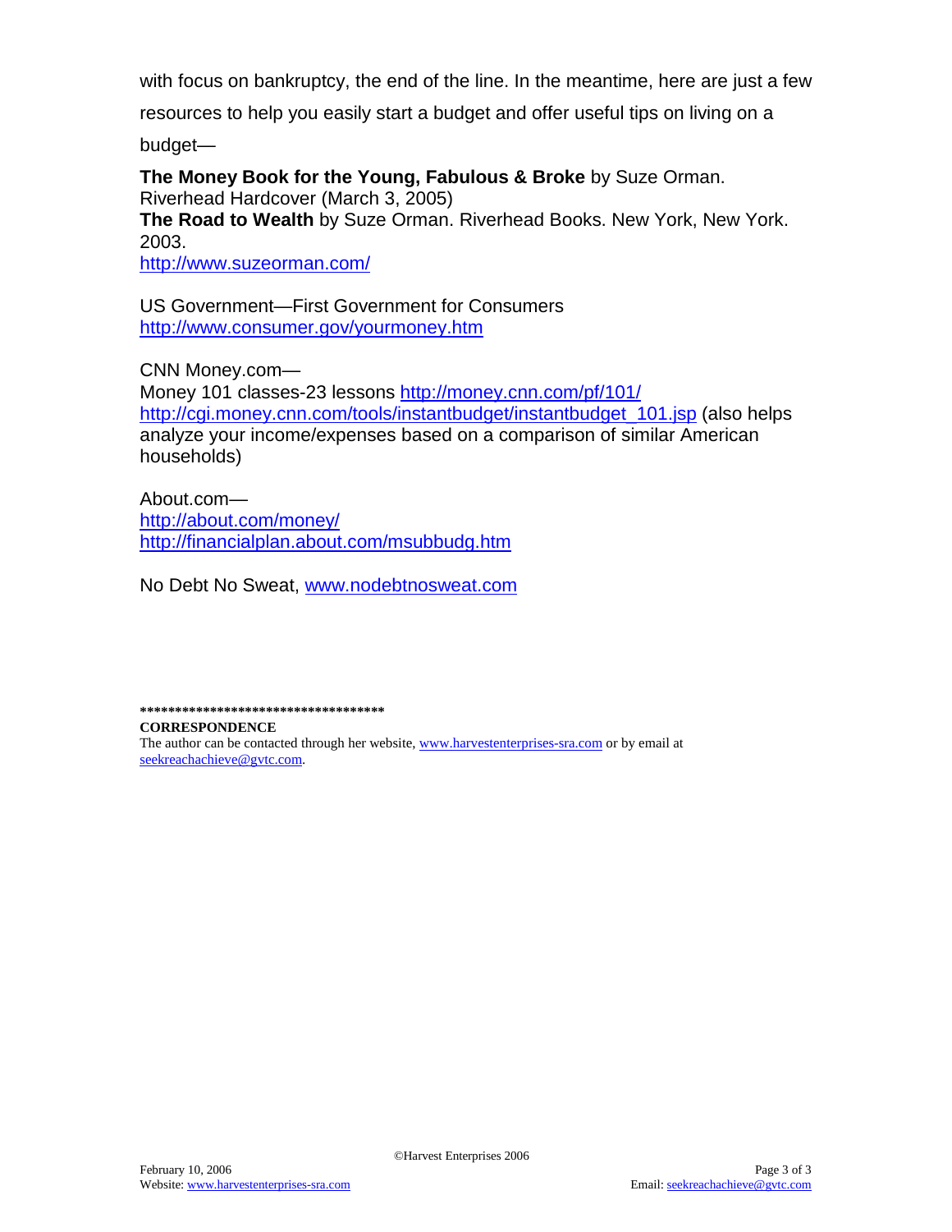with focus on bankruptcy, the end of the line. In the meantime, here are just a few resources to help you easily start a budget and offer useful tips on living on a budget—

**The Money Book for the Young, Fabulous & Broke** by Suze Orman. Riverhead Hardcover (March 3, 2005)
**The Road to Wealth** by Suze Orman. Riverhead Books. New York, New York. 2003.
http://www.suzeorman.com/

US Government—First Government for Consumers
http://www.consumer.gov/yourmoney.htm

CNN Money.com—
Money 101 classes-23 lessons http://money.cnn.com/pf/101/
http://cgi.money.cnn.com/tools/instantbudget/instantbudget_101.jsp (also helps analyze your income/expenses based on a comparison of similar American households)

About.com—
http://about.com/money/
http://financialplan.about.com/msubbudg.htm

No Debt No Sweat, www.nodebtnosweat.com

***********************************

**CORRESPONDENCE**

The author can be contacted through her website, www.harvestenterprises-sra.com or by email at seekreachachieve@gvtc.com.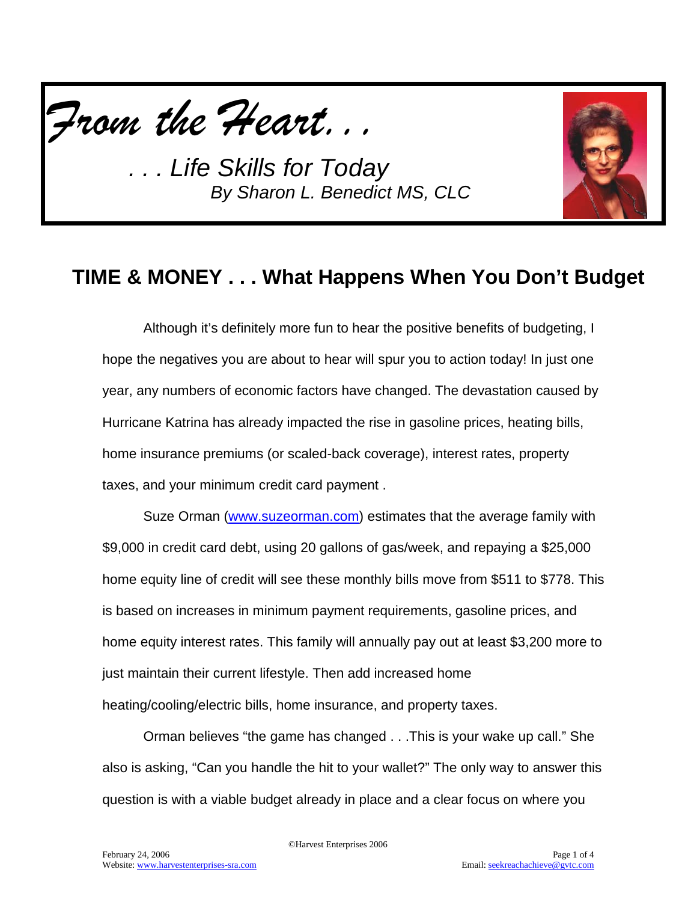*From the Heart. . .*

*. . . Life Skills for Today*

*By Sharon L. Benedict MS, CLC*

## TIME & MONEY . . . What Happens When You Don't Budget

Although it's definitely more fun to hear the positive benefits of budgeting, I hope the negatives you are about to hear will spur you to action today! In just one year, any numbers of economic factors have changed. The devastation caused by Hurricane Katrina has already impacted the rise in gasoline prices, heating bills, home insurance premiums (or scaled-back coverage), interest rates, property taxes, and your minimum credit card payment .

Suze Orman (www.suzeorman.com) estimates that the average family with $9,000 in credit card debt, using 20 gallons of gas/week, and repaying a $25,000 home equity line of credit will see these monthly bills move from $511 to $778. This is based on increases in minimum payment requirements, gasoline prices, and home equity interest rates. This family will annually pay out at least $3,200 more to just maintain their current lifestyle. Then add increased home heating/cooling/electric bills, home insurance, and property taxes.

Orman believes "the game has changed . . .This is your wake up call." She also is asking, "Can you handle the hit to your wallet?" The only way to answer this question is with a viable budget already in place and a clear focus on where you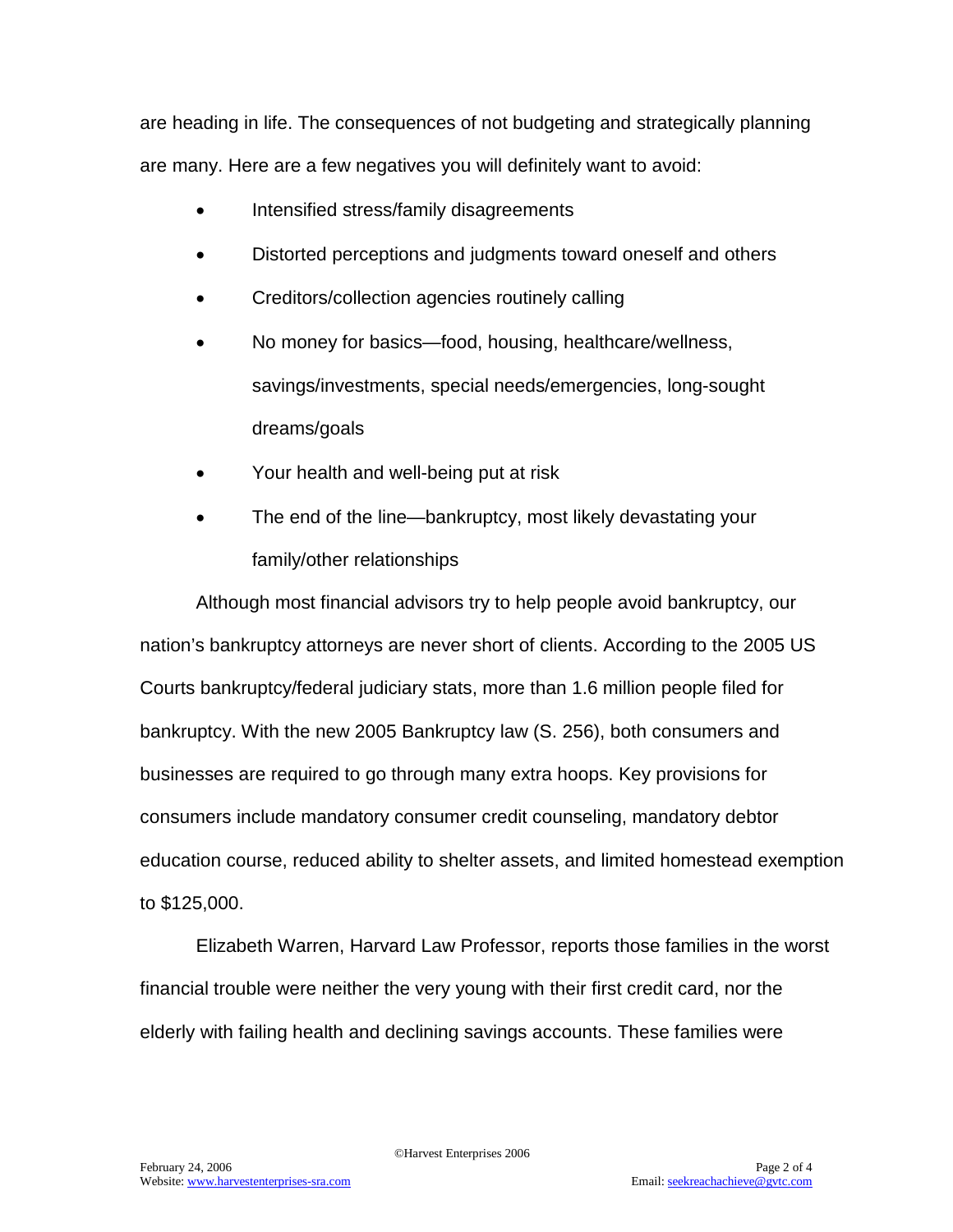are heading in life. The consequences of not budgeting and strategically planning are many. Here are a few negatives you will definitely want to avoid:

- Intensified stress/family disagreements
- Distorted perceptions and judgments toward oneself and others
- Creditors/collection agencies routinely calling
- No money for basics—food, housing, healthcare/wellness, savings/investments, special needs/emergencies, long-sought dreams/goals
- Your health and well-being put at risk
- The end of the line—bankruptcy, most likely devastating your family/other relationships

Although most financial advisors try to help people avoid bankruptcy, our nation's bankruptcy attorneys are never short of clients. According to the 2005 US Courts bankruptcy/federal judiciary stats, more than 1.6 million people filed for bankruptcy. With the new 2005 Bankruptcy law (S. 256), both consumers and businesses are required to go through many extra hoops. Key provisions for consumers include mandatory consumer credit counseling, mandatory debtor education course, reduced ability to shelter assets, and limited homestead exemption to $125,000.

Elizabeth Warren, Harvard Law Professor, reports those families in the worst financial trouble were neither the very young with their first credit card, nor the elderly with failing health and declining savings accounts. These families were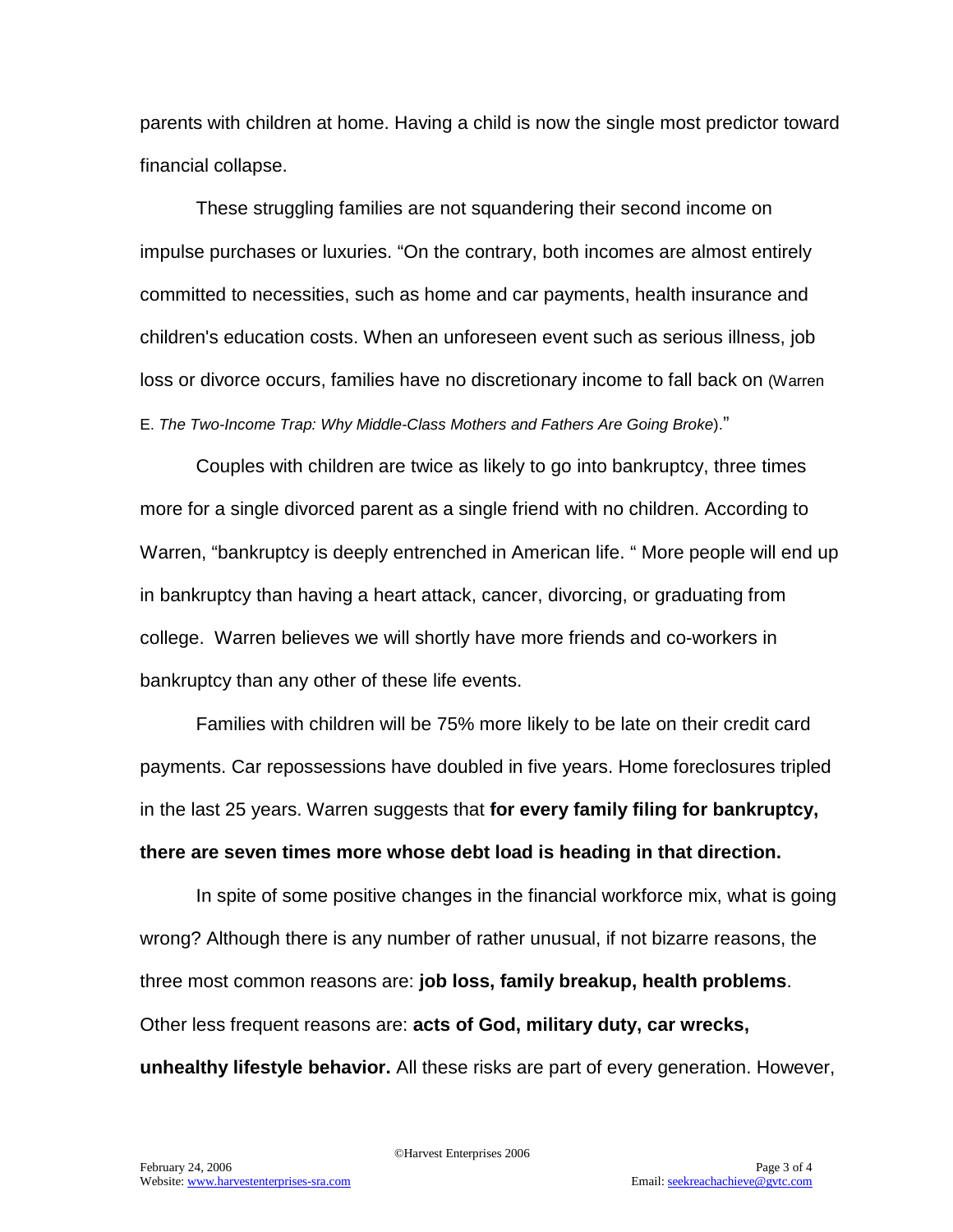parents with children at home. Having a child is now the single most predictor toward financial collapse.

These struggling families are not squandering their second income on impulse purchases or luxuries. “On the contrary, both incomes are almost entirely committed to necessities, such as home and car payments, health insurance and children's education costs. When an unforeseen event such as serious illness, job loss or divorce occurs, families have no discretionary income to fall back on (Warren E. *The Two-Income Trap: Why Middle-Class Mothers and Fathers Are Going Broke*).”

Couples with children are twice as likely to go into bankruptcy, three times more for a single divorced parent as a single friend with no children. According to Warren, “bankruptcy is deeply entrenched in American life. “ More people will end up in bankruptcy than having a heart attack, cancer, divorcing, or graduating from college. Warren believes we will shortly have more friends and co-workers in bankruptcy than any other of these life events.

Families with children will be 75% more likely to be late on their credit card payments. Car repossessions have doubled in five years. Home foreclosures tripled in the last 25 years. Warren suggests that **for every family filing for bankruptcy, there are seven times more whose debt load is heading in that direction.**

In spite of some positive changes in the financial workforce mix, what is going wrong? Although there is any number of rather unusual, if not bizarre reasons, the three most common reasons are: **job loss, family breakup, health problems**. Other less frequent reasons are: **acts of God, military duty, car wrecks, unhealthy lifestyle behavior.** All these risks are part of every generation. However,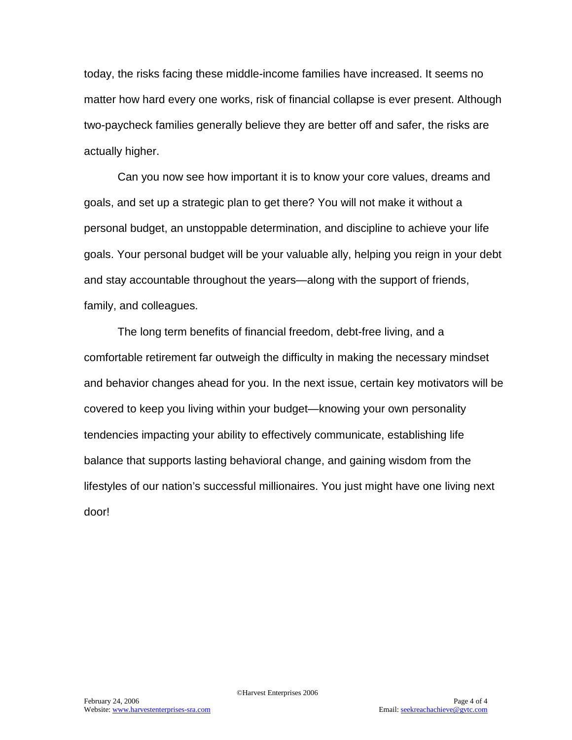today, the risks facing these middle-income families have increased. It seems no matter how hard every one works, risk of financial collapse is ever present. Although two-paycheck families generally believe they are better off and safer, the risks are actually higher.

Can you now see how important it is to know your core values, dreams and goals, and set up a strategic plan to get there? You will not make it without a personal budget, an unstoppable determination, and discipline to achieve your life goals. Your personal budget will be your valuable ally, helping you reign in your debt and stay accountable throughout the years—along with the support of friends, family, and colleagues.

The long term benefits of financial freedom, debt-free living, and a comfortable retirement far outweigh the difficulty in making the necessary mindset and behavior changes ahead for you. In the next issue, certain key motivators will be covered to keep you living within your budget—knowing your own personality tendencies impacting your ability to effectively communicate, establishing life balance that supports lasting behavioral change, and gaining wisdom from the lifestyles of our nation's successful millionaires. You just might have one living next door!